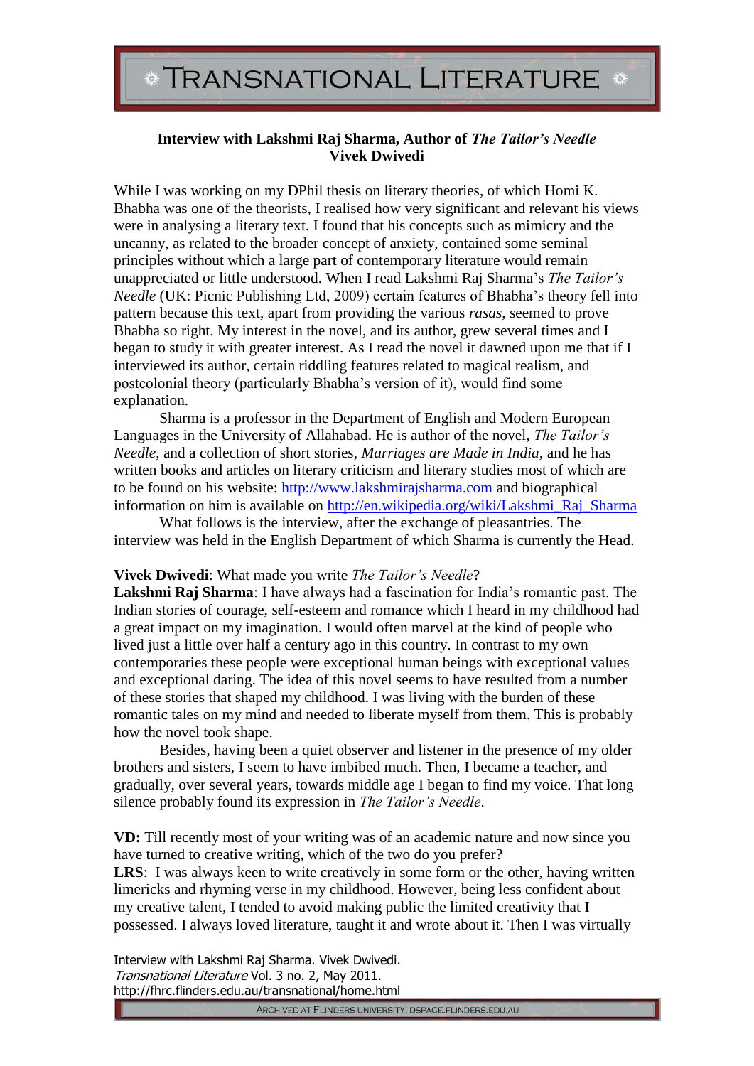# Interview with Lakshmi Raj Sharma, Author of *The Tailor's Needle*

**Vivek Dwivedi**

While I was working on my DPhil thesis on literary theories, of which Homi K. Bhabha was one of the theorists, I realised how very significant and relevant his views were in analysing a literary text. I found that his concepts such as mimicry and the uncanny, as related to the broader concept of anxiety, contained some seminal principles without which a large part of contemporary literature would remain unappreciated or little understood. When I read Lakshmi Raj Sharma's *The Tailor's Needle* (UK: Picnic Publishing Ltd, 2009) certain features of Bhabha's theory fell into pattern because this text, apart from providing the various *rasas*, seemed to prove Bhabha so right. My interest in the novel, and its author, grew several times and I began to study it with greater interest. As I read the novel it dawned upon me that if I interviewed its author, certain riddling features related to magical realism, and postcolonial theory (particularly Bhabha's version of it), would find some explanation.

Sharma is a professor in the Department of English and Modern European Languages in the University of Allahabad. He is author of the novel, *The Tailor's Needle*, and a collection of short stories, *Marriages are Made in India*, and he has written books and articles on literary criticism and literary studies most of which are to be found on his website: http://www.lakshmirajsharma.com and biographical information on him is available on http://en.wikipedia.org/wiki/Lakshmi_Raj_Sharma

What follows is the interview, after the exchange of pleasantries. The interview was held in the English Department of which Sharma is currently the Head.

**Vivek Dwivedi**: What made you write *The Tailor's Needle*?

**Lakshmi Raj Sharma**: I have always had a fascination for India's romantic past. The Indian stories of courage, self-esteem and romance which I heard in my childhood had a great impact on my imagination. I would often marvel at the kind of people who lived just a little over half a century ago in this country. In contrast to my own contemporaries these people were exceptional human beings with exceptional values and exceptional daring. The idea of this novel seems to have resulted from a number of these stories that shaped my childhood. I was living with the burden of these romantic tales on my mind and needed to liberate myself from them. This is probably how the novel took shape.

Besides, having been a quiet observer and listener in the presence of my older brothers and sisters, I seem to have imbibed much. Then, I became a teacher, and gradually, over several years, towards middle age I began to find my voice. That long silence probably found its expression in *The Tailor's Needle*.

**VD:** Till recently most of your writing was of an academic nature and now since you have turned to creative writing, which of the two do you prefer?

**LRS**: I was always keen to write creatively in some form or the other, having written limericks and rhyming verse in my childhood. However, being less confident about my creative talent, I tended to avoid making public the limited creativity that I possessed. I always loved literature, taught it and wrote about it. Then I was virtually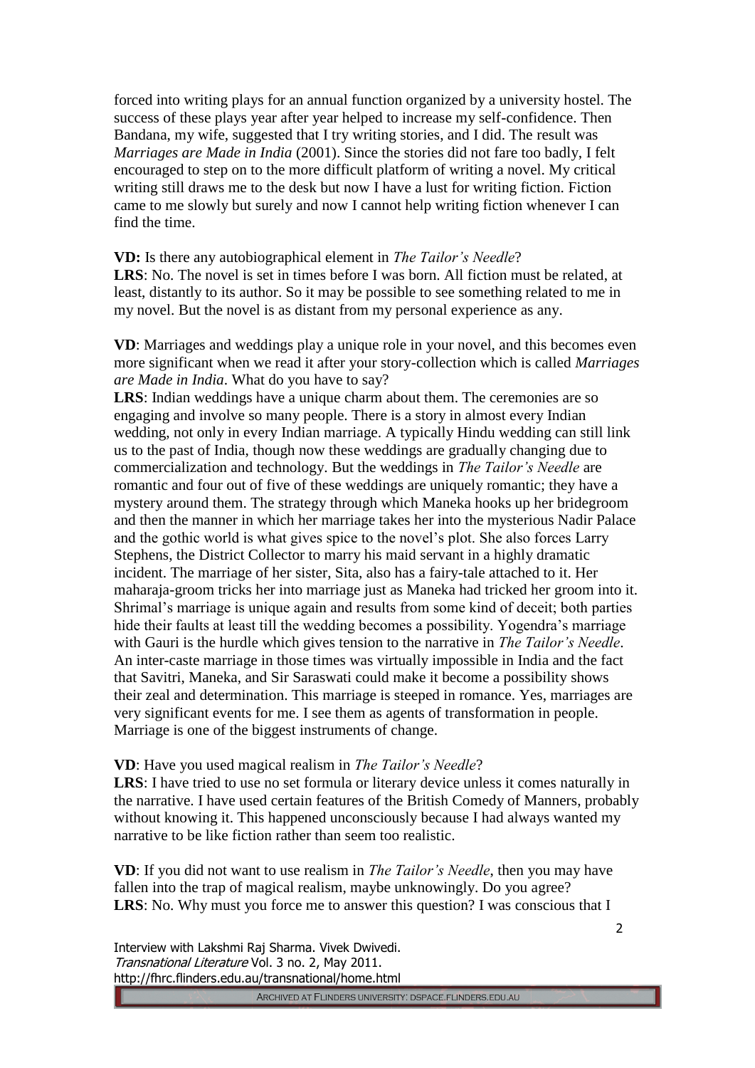forced into writing plays for an annual function organized by a university hostel. The success of these plays year after year helped to increase my self-confidence. Then Bandana, my wife, suggested that I try writing stories, and I did. The result was *Marriages are Made in India* (2001). Since the stories did not fare too badly, I felt encouraged to step on to the more difficult platform of writing a novel. My critical writing still draws me to the desk but now I have a lust for writing fiction. Fiction came to me slowly but surely and now I cannot help writing fiction whenever I can find the time.

**VD:** Is there any autobiographical element in *The Tailor's Needle*?
**LRS**: No. The novel is set in times before I was born. All fiction must be related, at least, distantly to its author. So it may be possible to see something related to me in my novel. But the novel is as distant from my personal experience as any.

**VD**: Marriages and weddings play a unique role in your novel, and this becomes even more significant when we read it after your story-collection which is called *Marriages are Made in India*. What do you have to say?
**LRS**: Indian weddings have a unique charm about them. The ceremonies are so engaging and involve so many people. There is a story in almost every Indian wedding, not only in every Indian marriage. A typically Hindu wedding can still link us to the past of India, though now these weddings are gradually changing due to commercialization and technology. But the weddings in *The Tailor's Needle* are romantic and four out of five of these weddings are uniquely romantic; they have a mystery around them. The strategy through which Maneka hooks up her bridegroom and then the manner in which her marriage takes her into the mysterious Nadir Palace and the gothic world is what gives spice to the novel's plot. She also forces Larry Stephens, the District Collector to marry his maid servant in a highly dramatic incident. The marriage of her sister, Sita, also has a fairy-tale attached to it. Her maharaja-groom tricks her into marriage just as Maneka had tricked her groom into it. Shrimal's marriage is unique again and results from some kind of deceit; both parties hide their faults at least till the wedding becomes a possibility. Yogendra's marriage with Gauri is the hurdle which gives tension to the narrative in *The Tailor's Needle*. An inter-caste marriage in those times was virtually impossible in India and the fact that Savitri, Maneka, and Sir Saraswati could make it become a possibility shows their zeal and determination. This marriage is steeped in romance. Yes, marriages are very significant events for me. I see them as agents of transformation in people. Marriage is one of the biggest instruments of change.

**VD**: Have you used magical realism in *The Tailor's Needle*?
**LRS**: I have tried to use no set formula or literary device unless it comes naturally in the narrative. I have used certain features of the British Comedy of Manners, probably without knowing it. This happened unconsciously because I had always wanted my narrative to be like fiction rather than seem too realistic.

**VD**: If you did not want to use realism in *The Tailor's Needle*, then you may have fallen into the trap of magical realism, maybe unknowingly. Do you agree?
**LRS**: No. Why must you force me to answer this question? I was conscious that I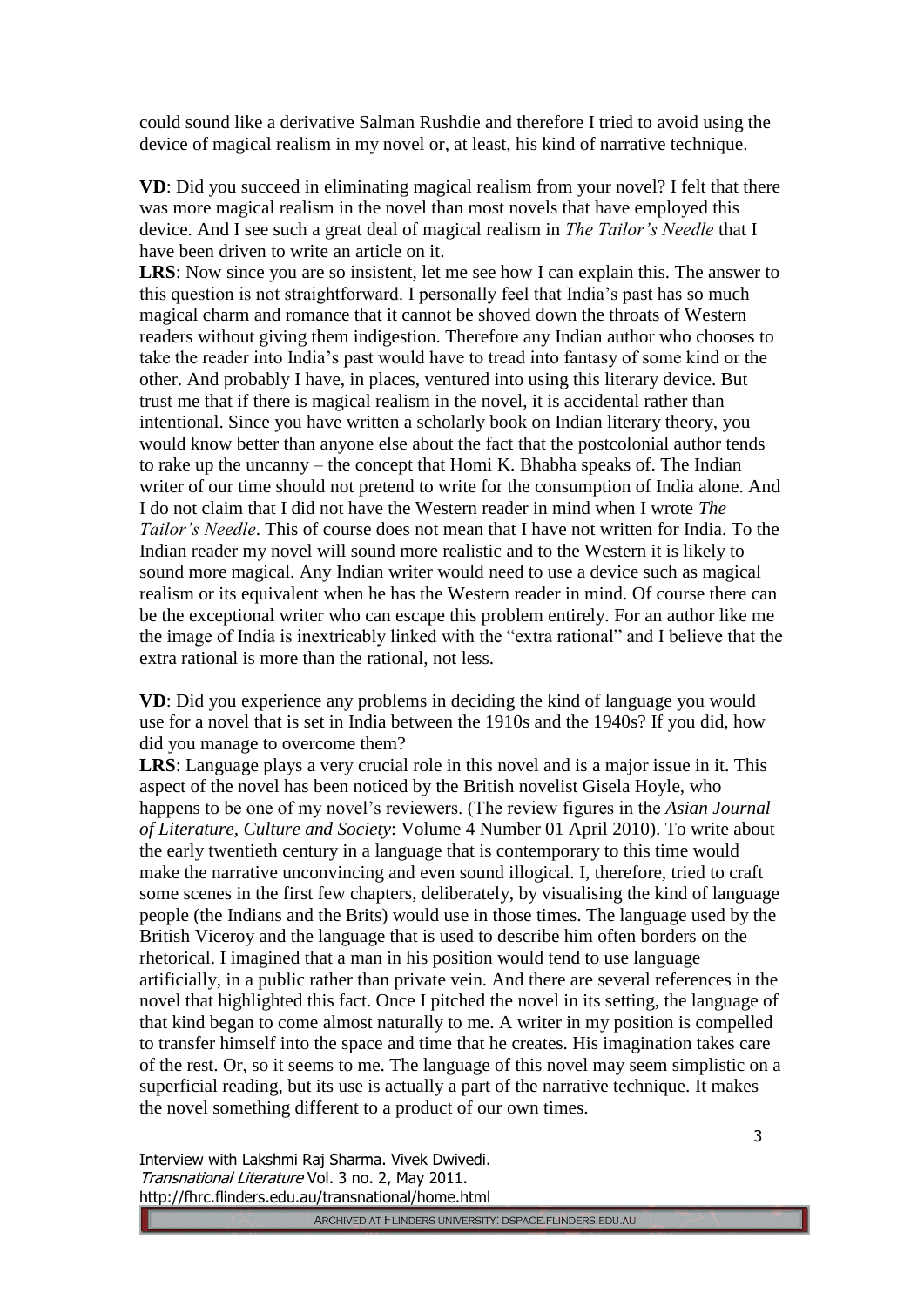could sound like a derivative Salman Rushdie and therefore I tried to avoid using the device of magical realism in my novel or, at least, his kind of narrative technique.

**VD**: Did you succeed in eliminating magical realism from your novel? I felt that there was more magical realism in the novel than most novels that have employed this device. And I see such a great deal of magical realism in *The Tailor's Needle* that I have been driven to write an article on it.

**LRS**: Now since you are so insistent, let me see how I can explain this. The answer to this question is not straightforward. I personally feel that India's past has so much magical charm and romance that it cannot be shoved down the throats of Western readers without giving them indigestion. Therefore any Indian author who chooses to take the reader into India's past would have to tread into fantasy of some kind or the other. And probably I have, in places, ventured into using this literary device. But trust me that if there is magical realism in the novel, it is accidental rather than intentional. Since you have written a scholarly book on Indian literary theory, you would know better than anyone else about the fact that the postcolonial author tends to rake up the uncanny – the concept that Homi K. Bhabha speaks of. The Indian writer of our time should not pretend to write for the consumption of India alone. And I do not claim that I did not have the Western reader in mind when I wrote *The Tailor's Needle*. This of course does not mean that I have not written for India. To the Indian reader my novel will sound more realistic and to the Western it is likely to sound more magical. Any Indian writer would need to use a device such as magical realism or its equivalent when he has the Western reader in mind. Of course there can be the exceptional writer who can escape this problem entirely. For an author like me the image of India is inextricably linked with the "extra rational" and I believe that the extra rational is more than the rational, not less.

**VD**: Did you experience any problems in deciding the kind of language you would use for a novel that is set in India between the 1910s and the 1940s? If you did, how did you manage to overcome them?

**LRS**: Language plays a very crucial role in this novel and is a major issue in it. This aspect of the novel has been noticed by the British novelist Gisela Hoyle, who happens to be one of my novel's reviewers. (The review figures in the *Asian Journal of Literature, Culture and Society*: Volume 4 Number 01 April 2010). To write about the early twentieth century in a language that is contemporary to this time would make the narrative unconvincing and even sound illogical. I, therefore, tried to craft some scenes in the first few chapters, deliberately, by visualising the kind of language people (the Indians and the Brits) would use in those times. The language used by the British Viceroy and the language that is used to describe him often borders on the rhetorical. I imagined that a man in his position would tend to use language artificially, in a public rather than private vein. And there are several references in the novel that highlighted this fact. Once I pitched the novel in its setting, the language of that kind began to come almost naturally to me. A writer in my position is compelled to transfer himself into the space and time that he creates. His imagination takes care of the rest. Or, so it seems to me. The language of this novel may seem simplistic on a superficial reading, but its use is actually a part of the narrative technique. It makes the novel something different to a product of our own times.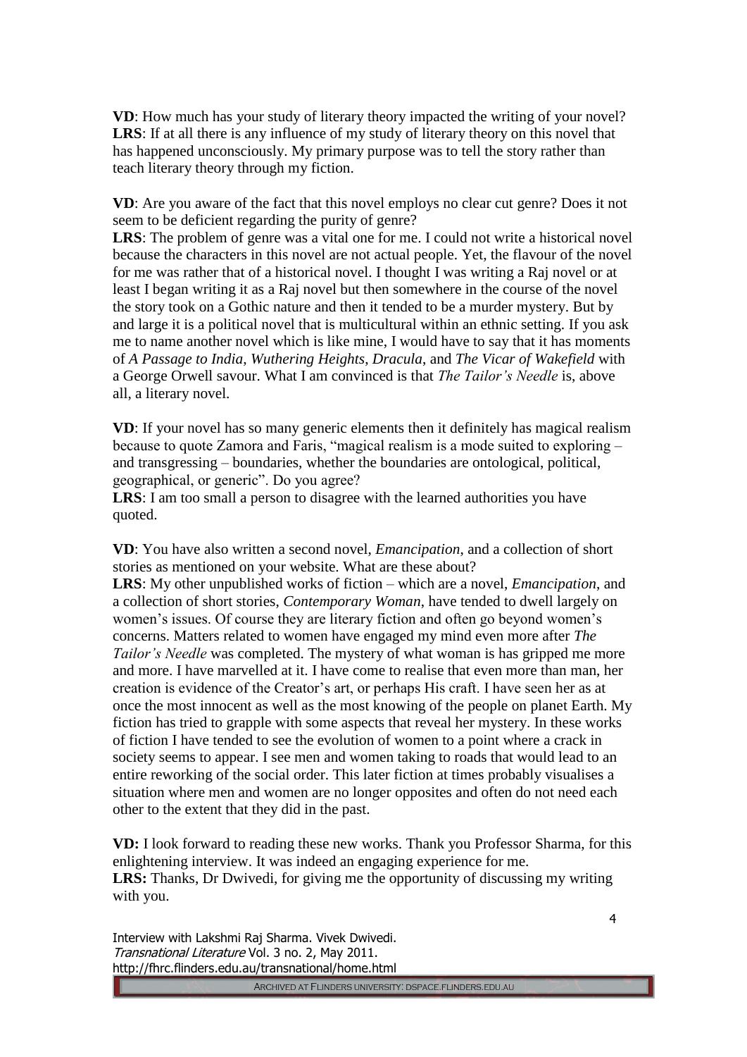**VD**: How much has your study of literary theory impacted the writing of your novel?
**LRS**: If at all there is any influence of my study of literary theory on this novel that has happened unconsciously. My primary purpose was to tell the story rather than teach literary theory through my fiction.

**VD**: Are you aware of the fact that this novel employs no clear cut genre? Does it not seem to be deficient regarding the purity of genre?
**LRS**: The problem of genre was a vital one for me. I could not write a historical novel because the characters in this novel are not actual people. Yet, the flavour of the novel for me was rather that of a historical novel. I thought I was writing a Raj novel or at least I began writing it as a Raj novel but then somewhere in the course of the novel the story took on a Gothic nature and then it tended to be a murder mystery. But by and large it is a political novel that is multicultural within an ethnic setting. If you ask me to name another novel which is like mine, I would have to say that it has moments of *A Passage to India*, *Wuthering Heights*, *Dracula*, and *The Vicar of Wakefield* with a George Orwell savour. What I am convinced is that *The Tailor's Needle* is, above all, a literary novel.

**VD**: If your novel has so many generic elements then it definitely has magical realism because to quote Zamora and Faris, "magical realism is a mode suited to exploring – and transgressing – boundaries, whether the boundaries are ontological, political, geographical, or generic". Do you agree?
**LRS**: I am too small a person to disagree with the learned authorities you have quoted.

**VD**: You have also written a second novel, *Emancipation*, and a collection of short stories as mentioned on your website. What are these about?
**LRS**: My other unpublished works of fiction – which are a novel, *Emancipation*, and a collection of short stories, *Contemporary Woman*, have tended to dwell largely on women's issues. Of course they are literary fiction and often go beyond women's concerns. Matters related to women have engaged my mind even more after *The Tailor's Needle* was completed. The mystery of what woman is has gripped me more and more. I have marvelled at it. I have come to realise that even more than man, her creation is evidence of the Creator's art, or perhaps His craft. I have seen her as at once the most innocent as well as the most knowing of the people on planet Earth. My fiction has tried to grapple with some aspects that reveal her mystery. In these works of fiction I have tended to see the evolution of women to a point where a crack in society seems to appear. I see men and women taking to roads that would lead to an entire reworking of the social order. This later fiction at times probably visualises a situation where men and women are no longer opposites and often do not need each other to the extent that they did in the past.

**VD:** I look forward to reading these new works. Thank you Professor Sharma, for this enlightening interview. It was indeed an engaging experience for me.
**LRS:** Thanks, Dr Dwivedi, for giving me the opportunity of discussing my writing with you.